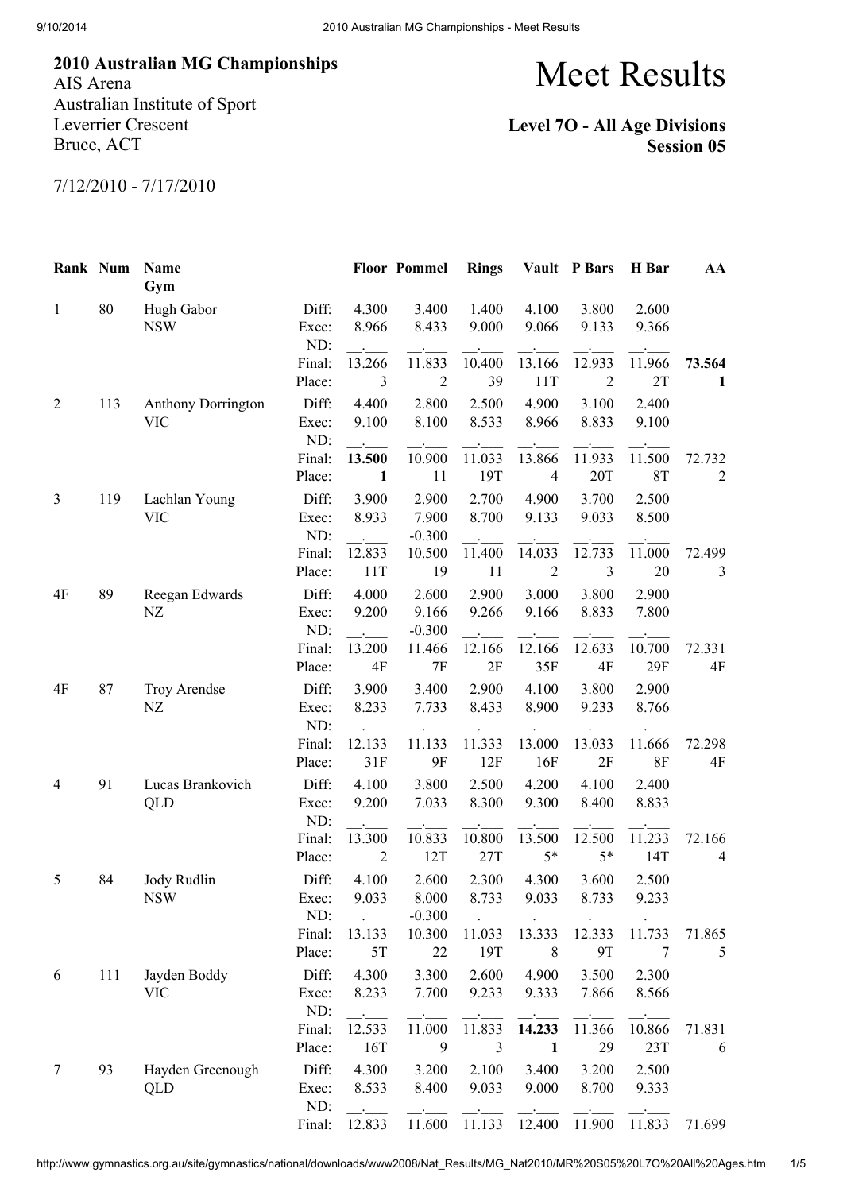**2010 Australian MG Championships**
AIS Arena
Australian Institute of Sport
Leverrier Crescent
Bruce, ACT

7/12/2010 - 7/17/2010

# Meet Results

**Level 7O - All Age Divisions**
**Session 05**

| Rank | Num | Name / Gym | | Floor | Pommel | Rings | Vault | P Bars | H Bar | AA |
|---|---|---|---|---|---|---|---|---|---|---|
| 1 | 80 | Hugh Gabor | Diff: | 4.300 | 3.400 | 1.400 | 4.100 | 3.800 | 2.600 | |
| | | NSW | Exec: | 8.966 | 8.433 | 9.000 | 9.066 | 9.133 | 9.366 | |
| | | | ND: | __.___ | __.___ | __.___ | __.___ | __.___ | __.___ | |
| | | | Final: | 13.266 | 11.833 | 10.400 | 13.166 | 12.933 | 11.966 | **73.564** |
| | | | Place: | 3 | 2 | 39 | 11T | 2 | 2T | **1** |
| 2 | 113 | Anthony Dorrington | Diff: | 4.400 | 2.800 | 2.500 | 4.900 | 3.100 | 2.400 | |
| | | VIC | Exec: | 9.100 | 8.100 | 8.533 | 8.966 | 8.833 | 9.100 | |
| | | | ND: | __.___ | __.___ | __.___ | __.___ | __.___ | __.___ | |
| | | | Final: | **13.500** | 10.900 | 11.033 | 13.866 | 11.933 | 11.500 | 72.732 |
| | | | Place: | **1** | 11 | 19T | 4 | 20T | 8T | 2 |
| 3 | 119 | Lachlan Young | Diff: | 3.900 | 2.900 | 2.700 | 4.900 | 3.700 | 2.500 | |
| | | VIC | Exec: | 8.933 | 7.900 | 8.700 | 9.133 | 9.033 | 8.500 | |
| | | | ND: | __.___ | -0.300 | __.___ | __.___ | __.___ | __.___ | |
| | | | Final: | 12.833 | 10.500 | 11.400 | 14.033 | 12.733 | 11.000 | 72.499 |
| | | | Place: | 11T | 19 | 11 | 2 | 3 | 20 | 3 |
| 4F | 89 | Reegan Edwards | Diff: | 4.000 | 2.600 | 2.900 | 3.000 | 3.800 | 2.900 | |
| | | NZ | Exec: | 9.200 | 9.166 | 9.266 | 9.166 | 8.833 | 7.800 | |
| | | | ND: | __.___ | -0.300 | __.___ | __.___ | __.___ | __.___ | |
| | | | Final: | 13.200 | 11.466 | 12.166 | 12.166 | 12.633 | 10.700 | 72.331 |
| | | | Place: | 4F | 7F | 2F | 35F | 4F | 29F | 4F |
| 4F | 87 | Troy Arendse | Diff: | 3.900 | 3.400 | 2.900 | 4.100 | 3.800 | 2.900 | |
| | | NZ | Exec: | 8.233 | 7.733 | 8.433 | 8.900 | 9.233 | 8.766 | |
| | | | ND: | __.___ | __.___ | __.___ | __.___ | __.___ | __.___ | |
| | | | Final: | 12.133 | 11.133 | 11.333 | 13.000 | 13.033 | 11.666 | 72.298 |
| | | | Place: | 31F | 9F | 12F | 16F | 2F | 8F | 4F |
| 4 | 91 | Lucas Brankovich | Diff: | 4.100 | 3.800 | 2.500 | 4.200 | 4.100 | 2.400 | |
| | | QLD | Exec: | 9.200 | 7.033 | 8.300 | 9.300 | 8.400 | 8.833 | |
| | | | ND: | __.___ | __.___ | __.___ | __.___ | __.___ | __.___ | |
| | | | Final: | 13.300 | 10.833 | 10.800 | 13.500 | 12.500 | 11.233 | 72.166 |
| | | | Place: | 2 | 12T | 27T | 5* | 5* | 14T | 4 |
| 5 | 84 | Jody Rudlin | Diff: | 4.100 | 2.600 | 2.300 | 4.300 | 3.600 | 2.500 | |
| | | NSW | Exec: | 9.033 | 8.000 | 8.733 | 9.033 | 8.733 | 9.233 | |
| | | | ND: | __.___ | -0.300 | __.___ | __.___ | __.___ | __.___ | |
| | | | Final: | 13.133 | 10.300 | 11.033 | 13.333 | 12.333 | 11.733 | 71.865 |
| | | | Place: | 5T | 22 | 19T | 8 | 9T | 7 | 5 |
| 6 | 111 | Jayden Boddy | Diff: | 4.300 | 3.300 | 2.600 | 4.900 | 3.500 | 2.300 | |
| | | VIC | Exec: | 8.233 | 7.700 | 9.233 | 9.333 | 7.866 | 8.566 | |
| | | | ND: | __.___ | __.___ | __.___ | __.___ | __.___ | __.___ | |
| | | | Final: | 12.533 | 11.000 | 11.833 | **14.233** | 11.366 | 10.866 | 71.831 |
| | | | Place: | 16T | 9 | 3 | **1** | 29 | 23T | 6 |
| 7 | 93 | Hayden Greenough | Diff: | 4.300 | 3.200 | 2.100 | 3.400 | 3.200 | 2.500 | |
| | | QLD | Exec: | 8.533 | 8.400 | 9.033 | 9.000 | 8.700 | 9.333 | |
| | | | ND: | __.___ | __.___ | __.___ | __.___ | __.___ | __.___ | |
| | | | Final: | 12.833 | 11.600 | 11.133 | 12.400 | 11.900 | 11.833 | 71.699 |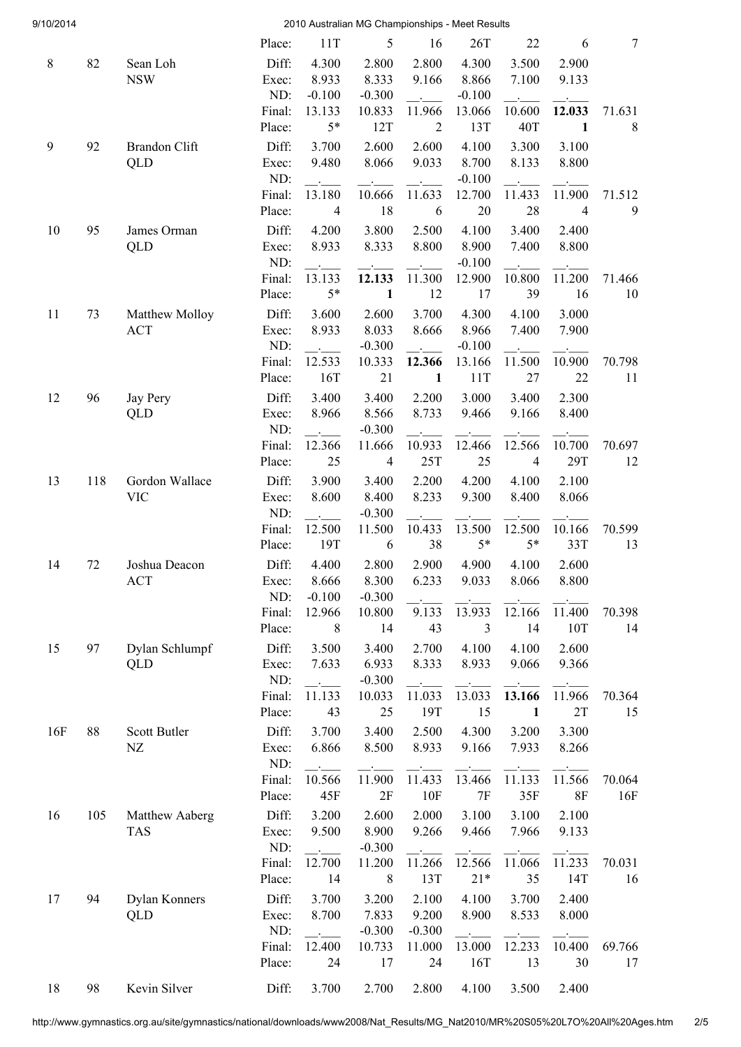| Rank | No. | Name | | | | | | | | | Total |
|---|---|---|---|---|---|---|---|---|---|---|---|
| | | | Place: | 11T | 5 | 16 | 26T | 22 | 6 | 7 |
| 8 | 82 | Sean Loh NSW | Diff: | 4.300 | 2.800 | 2.800 | 4.300 | 3.500 | 2.900 | |
| | | | Exec: | 8.933 | 8.333 | 9.166 | 8.866 | 7.100 | 9.133 | |
| | | | ND: | -0.100 | -0.300 | __.___ | -0.100 | __.___ | __.___ | |
| | | | Final: | 13.133 | 10.833 | 11.966 | 13.066 | 10.600 | **12.033** | 71.631 |
| | | | Place: | 5* | 12T | 2 | 13T | 40T | **1** | 8 |
| 9 | 92 | Brandon Clift QLD | Diff: | 3.700 | 2.600 | 2.600 | 4.100 | 3.300 | 3.100 | |
| | | | Exec: | 9.480 | 8.066 | 9.033 | 8.700 | 8.133 | 8.800 | |
| | | | ND: | __.___ | __.___ | __.___ | -0.100 | __.___ | __.___ | |
| | | | Final: | 13.180 | 10.666 | 11.633 | 12.700 | 11.433 | 11.900 | 71.512 |
| | | | Place: | 4 | 18 | 6 | 20 | 28 | 4 | 9 |
| 10 | 95 | James Orman QLD | Diff: | 4.200 | 3.800 | 2.500 | 4.100 | 3.400 | 2.400 | |
| | | | Exec: | 8.933 | 8.333 | 8.800 | 8.900 | 7.400 | 8.800 | |
| | | | ND: | __.___ | __.___ | __.___ | -0.100 | __.___ | __.___ | |
| | | | Final: | 13.133 | **12.133** | 11.300 | 12.900 | 10.800 | 11.200 | 71.466 |
| | | | Place: | 5* | **1** | 12 | 17 | 39 | 16 | 10 |
| 11 | 73 | Matthew Molloy ACT | Diff: | 3.600 | 2.600 | 3.700 | 4.300 | 4.100 | 3.000 | |
| | | | Exec: | 8.933 | 8.033 | 8.666 | 8.966 | 7.400 | 7.900 | |
| | | | ND: | __.___ | -0.300 | __.___ | -0.100 | __.___ | __.___ | |
| | | | Final: | 12.533 | 10.333 | **12.366** | 13.166 | 11.500 | 10.900 | 70.798 |
| | | | Place: | 16T | 21 | **1** | 11T | 27 | 22 | 11 |
| 12 | 96 | Jay Pery QLD | Diff: | 3.400 | 3.400 | 2.200 | 3.000 | 3.400 | 2.300 | |
| | | | Exec: | 8.966 | 8.566 | 8.733 | 9.466 | 9.166 | 8.400 | |
| | | | ND: | __.___ | -0.300 | __.___ | __.___ | __.___ | __.___ | |
| | | | Final: | 12.366 | 11.666 | 10.933 | 12.466 | 12.566 | 10.700 | 70.697 |
| | | | Place: | 25 | 4 | 25T | 25 | 4 | 29T | 12 |
| 13 | 118 | Gordon Wallace VIC | Diff: | 3.900 | 3.400 | 2.200 | 4.200 | 4.100 | 2.100 | |
| | | | Exec: | 8.600 | 8.400 | 8.233 | 9.300 | 8.400 | 8.066 | |
| | | | ND: | __.___ | -0.300 | __.___ | __.___ | __.___ | __.___ | |
| | | | Final: | 12.500 | 11.500 | 10.433 | 13.500 | 12.500 | 10.166 | 70.599 |
| | | | Place: | 19T | 6 | 38 | 5* | 5* | 33T | 13 |
| 14 | 72 | Joshua Deacon ACT | Diff: | 4.400 | 2.800 | 2.900 | 4.900 | 4.100 | 2.600 | |
| | | | Exec: | 8.666 | 8.300 | 6.233 | 9.033 | 8.066 | 8.800 | |
| | | | ND: | -0.100 | -0.300 | __.___ | __.___ | __.___ | __.___ | |
| | | | Final: | 12.966 | 10.800 | 9.133 | 13.933 | 12.166 | 11.400 | 70.398 |
| | | | Place: | 8 | 14 | 43 | 3 | 14 | 10T | 14 |
| 15 | 97 | Dylan Schlumpf QLD | Diff: | 3.500 | 3.400 | 2.700 | 4.100 | 4.100 | 2.600 | |
| | | | Exec: | 7.633 | 6.933 | 8.333 | 8.933 | 9.066 | 9.366 | |
| | | | ND: | __.___ | -0.300 | __.___ | __.___ | __.___ | __.___ | |
| | | | Final: | 11.133 | 10.033 | 11.033 | 13.033 | **13.166** | 11.966 | 70.364 |
| | | | Place: | 43 | 25 | 19T | 15 | **1** | 2T | 15 |
| 16F | 88 | Scott Butler NZ | Diff: | 3.700 | 3.400 | 2.500 | 4.300 | 3.200 | 3.300 | |
| | | | Exec: | 6.866 | 8.500 | 8.933 | 9.166 | 7.933 | 8.266 | |
| | | | ND: | __.___ | __.___ | __.___ | __.___ | __.___ | __.___ | |
| | | | Final: | 10.566 | 11.900 | 11.433 | 13.466 | 11.133 | 11.566 | 70.064 |
| | | | Place: | 45F | 2F | 10F | 7F | 35F | 8F | 16F |
| 16 | 105 | Matthew Aaberg TAS | Diff: | 3.200 | 2.600 | 2.000 | 3.100 | 3.100 | 2.100 | |
| | | | Exec: | 9.500 | 8.900 | 9.266 | 9.466 | 7.966 | 9.133 | |
| | | | ND: | __.___ | -0.300 | __.___ | __.___ | __.___ | __.___ | |
| | | | Final: | 12.700 | 11.200 | 11.266 | 12.566 | 11.066 | 11.233 | 70.031 |
| | | | Place: | 14 | 8 | 13T | 21* | 35 | 14T | 16 |
| 17 | 94 | Dylan Konners QLD | Diff: | 3.700 | 3.200 | 2.100 | 4.100 | 3.700 | 2.400 | |
| | | | Exec: | 8.700 | 7.833 | 9.200 | 8.900 | 8.533 | 8.000 | |
| | | | ND: | __.___ | -0.300 | -0.300 | __.___ | __.___ | __.___ | |
| | | | Final: | 12.400 | 10.733 | 11.000 | 13.000 | 12.233 | 10.400 | 69.766 |
| | | | Place: | 24 | 17 | 24 | 16T | 13 | 30 | 17 |
| 18 | 98 | Kevin Silver | Diff: | 3.700 | 2.700 | 2.800 | 4.100 | 3.500 | 2.400 | |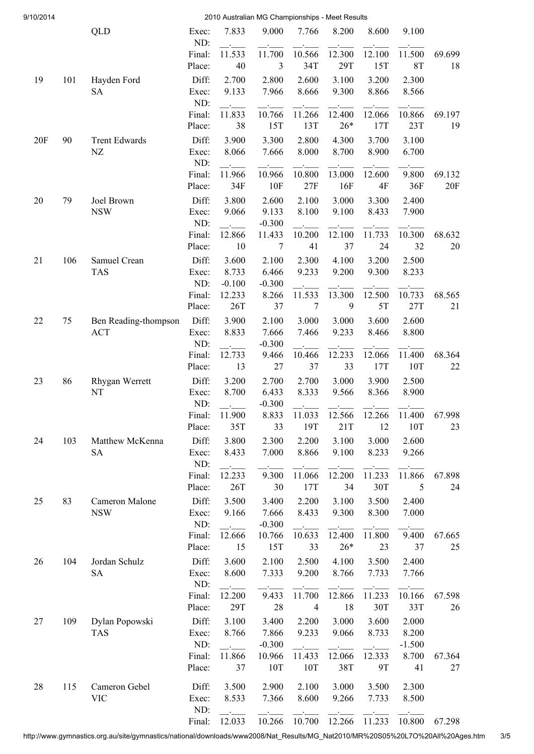| Rank | No. | Name / State | | | | | | | | Total |
|---|---|---|---|---|---|---|---|---|---|---|
| | | QLD | Exec: | 7.833 | 9.000 | 7.766 | 8.200 | 8.600 | 9.100 | |
| | | | ND: | __.___ | __.___ | __.___ | __.___ | __.___ | __.___ | |
| | | | Final: | 11.533 | 11.700 | 10.566 | 12.300 | 12.100 | 11.500 | 69.699 |
| | | | Place: | 40 | 3 | 34T | 29T | 15T | 8T | 18 |
| 19 | 101 | Hayden Ford | Diff: | 2.700 | 2.800 | 2.600 | 3.100 | 3.200 | 2.300 | |
| | | SA | Exec: | 9.133 | 7.966 | 8.666 | 9.300 | 8.866 | 8.566 | |
| | | | ND: | __.___ | __.___ | __.___ | __.___ | __.___ | __.___ | |
| | | | Final: | 11.833 | 10.766 | 11.266 | 12.400 | 12.066 | 10.866 | 69.197 |
| | | | Place: | 38 | 15T | 13T | 26* | 17T | 23T | 19 |
| 20F | 90 | Trent Edwards | Diff: | 3.900 | 3.300 | 2.800 | 4.300 | 3.700 | 3.100 | |
| | | NZ | Exec: | 8.066 | 7.666 | 8.000 | 8.700 | 8.900 | 6.700 | |
| | | | ND: | __.___ | __.___ | __.___ | __.___ | __.___ | __.___ | |
| | | | Final: | 11.966 | 10.966 | 10.800 | 13.000 | 12.600 | 9.800 | 69.132 |
| | | | Place: | 34F | 10F | 27F | 16F | 4F | 36F | 20F |
| 20 | 79 | Joel Brown | Diff: | 3.800 | 2.600 | 2.100 | 3.000 | 3.300 | 2.400 | |
| | | NSW | Exec: | 9.066 | 9.133 | 8.100 | 9.100 | 8.433 | 7.900 | |
| | | | ND: | __.___ | -0.300 | __.___ | __.___ | __.___ | __.___ | |
| | | | Final: | 12.866 | 11.433 | 10.200 | 12.100 | 11.733 | 10.300 | 68.632 |
| | | | Place: | 10 | 7 | 41 | 37 | 24 | 32 | 20 |
| 21 | 106 | Samuel Crean | Diff: | 3.600 | 2.100 | 2.300 | 4.100 | 3.200 | 2.500 | |
| | | TAS | Exec: | 8.733 | 6.466 | 9.233 | 9.200 | 9.300 | 8.233 | |
| | | | ND: | -0.100 | -0.300 | __.___ | __.___ | __.___ | __.___ | |
| | | | Final: | 12.233 | 8.266 | 11.533 | 13.300 | 12.500 | 10.733 | 68.565 |
| | | | Place: | 26T | 37 | 7 | 9 | 5T | 27T | 21 |
| 22 | 75 | Ben Reading-thompson | Diff: | 3.900 | 2.100 | 3.000 | 3.000 | 3.600 | 2.600 | |
| | | ACT | Exec: | 8.833 | 7.666 | 7.466 | 9.233 | 8.466 | 8.800 | |
| | | | ND: | __.___ | -0.300 | __.___ | __.___ | __.___ | __.___ | |
| | | | Final: | 12.733 | 9.466 | 10.466 | 12.233 | 12.066 | 11.400 | 68.364 |
| | | | Place: | 13 | 27 | 37 | 33 | 17T | 10T | 22 |
| 23 | 86 | Rhygan Werrett | Diff: | 3.200 | 2.700 | 2.700 | 3.000 | 3.900 | 2.500 | |
| | | NT | Exec: | 8.700 | 6.433 | 8.333 | 9.566 | 8.366 | 8.900 | |
| | | | ND: | __.___ | -0.300 | __.___ | __.___ | __.___ | __.___ | |
| | | | Final: | 11.900 | 8.833 | 11.033 | 12.566 | 12.266 | 11.400 | 67.998 |
| | | | Place: | 35T | 33 | 19T | 21T | 12 | 10T | 23 |
| 24 | 103 | Matthew McKenna | Diff: | 3.800 | 2.300 | 2.200 | 3.100 | 3.000 | 2.600 | |
| | | SA | Exec: | 8.433 | 7.000 | 8.866 | 9.100 | 8.233 | 9.266 | |
| | | | ND: | __.___ | __.___ | __.___ | __.___ | __.___ | __.___ | |
| | | | Final: | 12.233 | 9.300 | 11.066 | 12.200 | 11.233 | 11.866 | 67.898 |
| | | | Place: | 26T | 30 | 17T | 34 | 30T | 5 | 24 |
| 25 | 83 | Cameron Malone | Diff: | 3.500 | 3.400 | 2.200 | 3.100 | 3.500 | 2.400 | |
| | | NSW | Exec: | 9.166 | 7.666 | 8.433 | 9.300 | 8.300 | 7.000 | |
| | | | ND: | __.___ | -0.300 | __.___ | __.___ | __.___ | __.___ | |
| | | | Final: | 12.666 | 10.766 | 10.633 | 12.400 | 11.800 | 9.400 | 67.665 |
| | | | Place: | 15 | 15T | 33 | 26* | 23 | 37 | 25 |
| 26 | 104 | Jordan Schulz | Diff: | 3.600 | 2.100 | 2.500 | 4.100 | 3.500 | 2.400 | |
| | | SA | Exec: | 8.600 | 7.333 | 9.200 | 8.766 | 7.733 | 7.766 | |
| | | | ND: | __.___ | __.___ | __.___ | __.___ | __.___ | __.___ | |
| | | | Final: | 12.200 | 9.433 | 11.700 | 12.866 | 11.233 | 10.166 | 67.598 |
| | | | Place: | 29T | 28 | 4 | 18 | 30T | 33T | 26 |
| 27 | 109 | Dylan Popowski | Diff: | 3.100 | 3.400 | 2.200 | 3.000 | 3.600 | 2.000 | |
| | | TAS | Exec: | 8.766 | 7.866 | 9.233 | 9.066 | 8.733 | 8.200 | |
| | | | ND: | __.___ | -0.300 | __.___ | __.___ | __.___ | -1.500 | |
| | | | Final: | 11.866 | 10.966 | 11.433 | 12.066 | 12.333 | 8.700 | 67.364 |
| | | | Place: | 37 | 10T | 10T | 38T | 9T | 41 | 27 |
| 28 | 115 | Cameron Gebel | Diff: | 3.500 | 2.900 | 2.100 | 3.000 | 3.500 | 2.300 | |
| | | VIC | Exec: | 8.533 | 7.366 | 8.600 | 9.266 | 7.733 | 8.500 | |
| | | | ND: | __.___ | __.___ | __.___ | __.___ | __.___ | __.___ | |
| | | | Final: | 12.033 | 10.266 | 10.700 | 12.266 | 11.233 | 10.800 | 67.298 |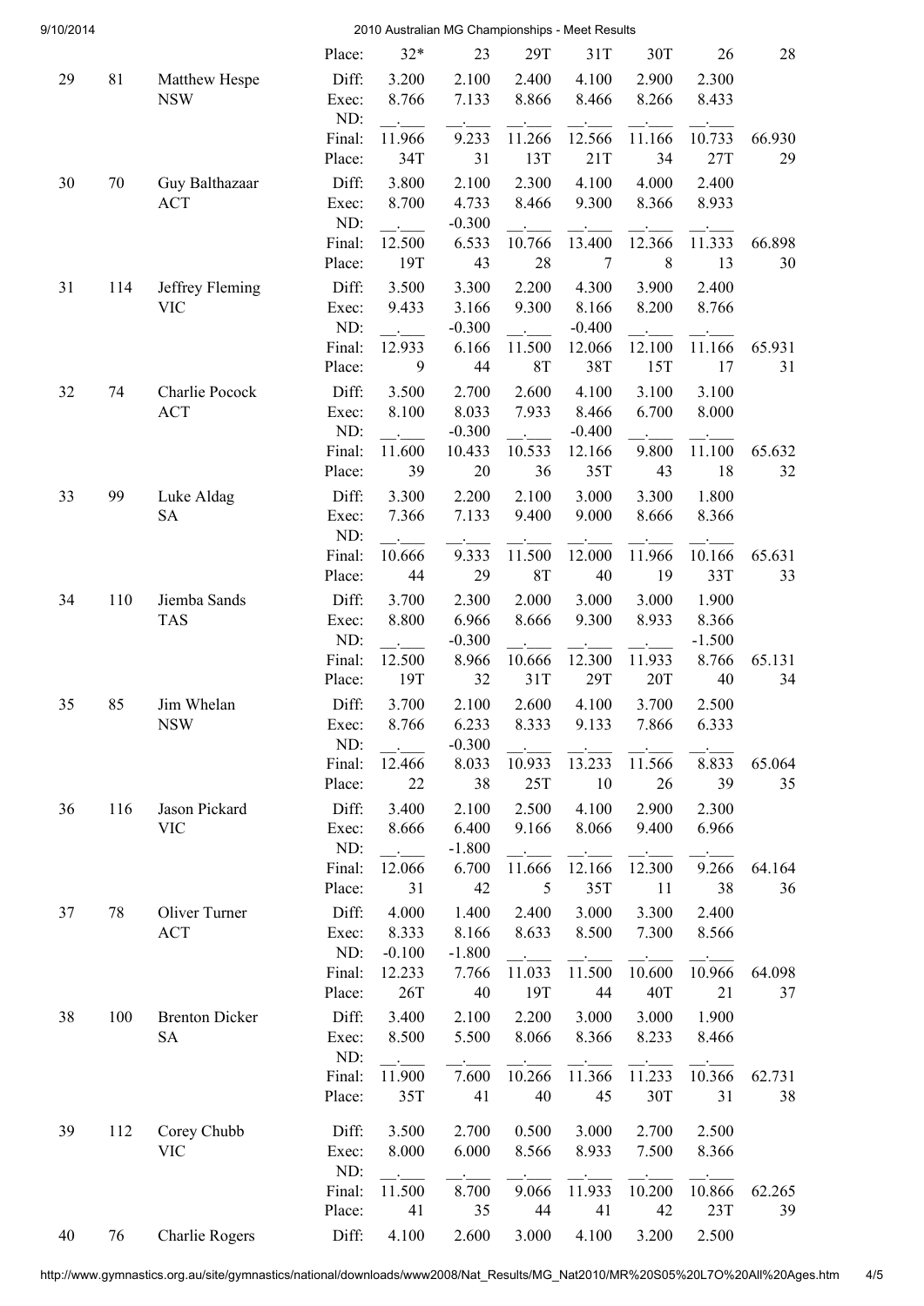| | | | | | | | | | | |
|---|---|---|---|---|---|---|---|---|---|---|
| | | | Place: | 32* | 23 | 29T | 31T | 30T | 26 | 28 |
| 29 | 81 | Matthew Hespe NSW | Diff: | 3.200 | 2.100 | 2.400 | 4.100 | 2.900 | 2.300 | |
| | | | Exec: | 8.766 | 7.133 | 8.866 | 8.466 | 8.266 | 8.433 | |
| | | | ND: | __.___ | __.___ | __.___ | __.___ | __.___ | __.___ | |
| | | | Final: | 11.966 | 9.233 | 11.266 | 12.566 | 11.166 | 10.733 | 66.930 |
| | | | Place: | 34T | 31 | 13T | 21T | 34 | 27T | 29 |
| 30 | 70 | Guy Balthazaar ACT | Diff: | 3.800 | 2.100 | 2.300 | 4.100 | 4.000 | 2.400 | |
| | | | Exec: | 8.700 | 4.733 | 8.466 | 9.300 | 8.366 | 8.933 | |
| | | | ND: | __.___ | -0.300 | __.___ | __.___ | __.___ | __.___ | |
| | | | Final: | 12.500 | 6.533 | 10.766 | 13.400 | 12.366 | 11.333 | 66.898 |
| | | | Place: | 19T | 43 | 28 | 7 | 8 | 13 | 30 |
| 31 | 114 | Jeffrey Fleming VIC | Diff: | 3.500 | 3.300 | 2.200 | 4.300 | 3.900 | 2.400 | |
| | | | Exec: | 9.433 | 3.166 | 9.300 | 8.166 | 8.200 | 8.766 | |
| | | | ND: | __.___ | -0.300 | __.___ | -0.400 | __.___ | __.___ | |
| | | | Final: | 12.933 | 6.166 | 11.500 | 12.066 | 12.100 | 11.166 | 65.931 |
| | | | Place: | 9 | 44 | 8T | 38T | 15T | 17 | 31 |
| 32 | 74 | Charlie Pocock ACT | Diff: | 3.500 | 2.700 | 2.600 | 4.100 | 3.100 | 3.100 | |
| | | | Exec: | 8.100 | 8.033 | 7.933 | 8.466 | 6.700 | 8.000 | |
| | | | ND: | __.___ | -0.300 | __.___ | -0.400 | __.___ | __.___ | |
| | | | Final: | 11.600 | 10.433 | 10.533 | 12.166 | 9.800 | 11.100 | 65.632 |
| | | | Place: | 39 | 20 | 36 | 35T | 43 | 18 | 32 |
| 33 | 99 | Luke Aldag SA | Diff: | 3.300 | 2.200 | 2.100 | 3.000 | 3.300 | 1.800 | |
| | | | Exec: | 7.366 | 7.133 | 9.400 | 9.000 | 8.666 | 8.366 | |
| | | | ND: | __.___ | __.___ | __.___ | __.___ | __.___ | __.___ | |
| | | | Final: | 10.666 | 9.333 | 11.500 | 12.000 | 11.966 | 10.166 | 65.631 |
| | | | Place: | 44 | 29 | 8T | 40 | 19 | 33T | 33 |
| 34 | 110 | Jiemba Sands TAS | Diff: | 3.700 | 2.300 | 2.000 | 3.000 | 3.000 | 1.900 | |
| | | | Exec: | 8.800 | 6.966 | 8.666 | 9.300 | 8.933 | 8.366 | |
| | | | ND: | __.___ | -0.300 | __.___ | __.___ | __.___ | -1.500 | |
| | | | Final: | 12.500 | 8.966 | 10.666 | 12.300 | 11.933 | 8.766 | 65.131 |
| | | | Place: | 19T | 32 | 31T | 29T | 20T | 40 | 34 |
| 35 | 85 | Jim Whelan NSW | Diff: | 3.700 | 2.100 | 2.600 | 4.100 | 3.700 | 2.500 | |
| | | | Exec: | 8.766 | 6.233 | 8.333 | 9.133 | 7.866 | 6.333 | |
| | | | ND: | __.___ | -0.300 | __.___ | __.___ | __.___ | __.___ | |
| | | | Final: | 12.466 | 8.033 | 10.933 | 13.233 | 11.566 | 8.833 | 65.064 |
| | | | Place: | 22 | 38 | 25T | 10 | 26 | 39 | 35 |
| 36 | 116 | Jason Pickard VIC | Diff: | 3.400 | 2.100 | 2.500 | 4.100 | 2.900 | 2.300 | |
| | | | Exec: | 8.666 | 6.400 | 9.166 | 8.066 | 9.400 | 6.966 | |
| | | | ND: | __.___ | -1.800 | __.___ | __.___ | __.___ | __.___ | |
| | | | Final: | 12.066 | 6.700 | 11.666 | 12.166 | 12.300 | 9.266 | 64.164 |
| | | | Place: | 31 | 42 | 5 | 35T | 11 | 38 | 36 |
| 37 | 78 | Oliver Turner ACT | Diff: | 4.000 | 1.400 | 2.400 | 3.000 | 3.300 | 2.400 | |
| | | | Exec: | 8.333 | 8.166 | 8.633 | 8.500 | 7.300 | 8.566 | |
| | | | ND: | -0.100 | -1.800 | __.___ | __.___ | __.___ | __.___ | |
| | | | Final: | 12.233 | 7.766 | 11.033 | 11.500 | 10.600 | 10.966 | 64.098 |
| | | | Place: | 26T | 40 | 19T | 44 | 40T | 21 | 37 |
| 38 | 100 | Brenton Dicker SA | Diff: | 3.400 | 2.100 | 2.200 | 3.000 | 3.000 | 1.900 | |
| | | | Exec: | 8.500 | 5.500 | 8.066 | 8.366 | 8.233 | 8.466 | |
| | | | ND: | __.___ | __.___ | __.___ | __.___ | __.___ | __.___ | |
| | | | Final: | 11.900 | 7.600 | 10.266 | 11.366 | 11.233 | 10.366 | 62.731 |
| | | | Place: | 35T | 41 | 40 | 45 | 30T | 31 | 38 |
| 39 | 112 | Corey Chubb VIC | Diff: | 3.500 | 2.700 | 0.500 | 3.000 | 2.700 | 2.500 | |
| | | | Exec: | 8.000 | 6.000 | 8.566 | 8.933 | 7.500 | 8.366 | |
| | | | ND: | __.___ | __.___ | __.___ | __.___ | __.___ | __.___ | |
| | | | Final: | 11.500 | 8.700 | 9.066 | 11.933 | 10.200 | 10.866 | 62.265 |
| | | | Place: | 41 | 35 | 44 | 41 | 42 | 23T | 39 |
| 40 | 76 | Charlie Rogers | Diff: | 4.100 | 2.600 | 3.000 | 4.100 | 3.200 | 2.500 | |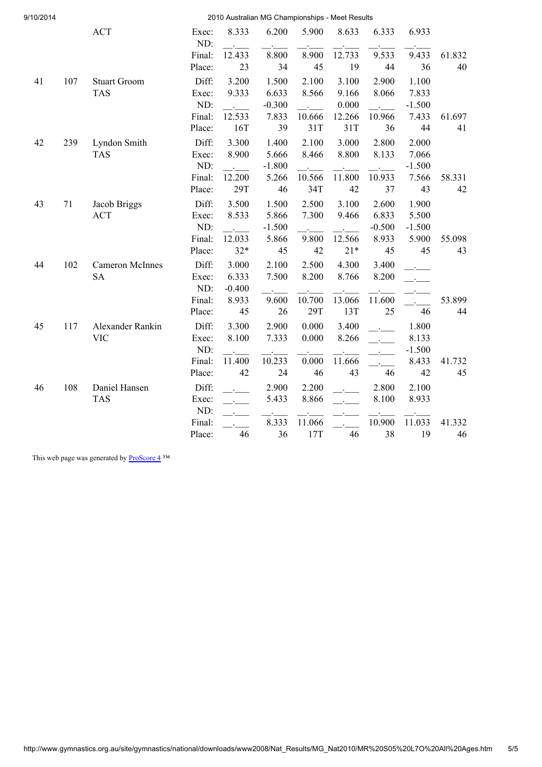| | | | | | | | | | | |
|---|---|---|---|---|---|---|---|---|---|---|
| | | ACT | Exec: | 8.333 | 6.200 | 5.900 | 8.633 | 6.333 | 6.933 | |
| | | | ND: | __.___ | __.___ | __.___ | __.___ | __.___ | __.___ | |
| | | | Final: | 12.433 | 8.800 | 8.900 | 12.733 | 9.533 | 9.433 | 61.832 |
| | | | Place: | 23 | 34 | 45 | 19 | 44 | 36 | 40 |
| 41 | 107 | Stuart Groom | Diff: | 3.200 | 1.500 | 2.100 | 3.100 | 2.900 | 1.100 | |
| | | TAS | Exec: | 9.333 | 6.633 | 8.566 | 9.166 | 8.066 | 7.833 | |
| | | | ND: | __.___ | -0.300 | __.___ | 0.000 | __.___ | -1.500 | |
| | | | Final: | 12.533 | 7.833 | 10.666 | 12.266 | 10.966 | 7.433 | 61.697 |
| | | | Place: | 16T | 39 | 31T | 31T | 36 | 44 | 41 |
| 42 | 239 | Lyndon Smith | Diff: | 3.300 | 1.400 | 2.100 | 3.000 | 2.800 | 2.000 | |
| | | TAS | Exec: | 8.900 | 5.666 | 8.466 | 8.800 | 8.133 | 7.066 | |
| | | | ND: | __.___ | -1.800 | __.___ | __.___ | __.___ | -1.500 | |
| | | | Final: | 12.200 | 5.266 | 10.566 | 11.800 | 10.933 | 7.566 | 58.331 |
| | | | Place: | 29T | 46 | 34T | 42 | 37 | 43 | 42 |
| 43 | 71 | Jacob Briggs | Diff: | 3.500 | 1.500 | 2.500 | 3.100 | 2.600 | 1.900 | |
| | | ACT | Exec: | 8.533 | 5.866 | 7.300 | 9.466 | 6.833 | 5.500 | |
| | | | ND: | __.___ | -1.500 | __.___ | __.___ | -0.500 | -1.500 | |
| | | | Final: | 12.033 | 5.866 | 9.800 | 12.566 | 8.933 | 5.900 | 55.098 |
| | | | Place: | 32* | 45 | 42 | 21* | 45 | 45 | 43 |
| 44 | 102 | Cameron McInnes | Diff: | 3.000 | 2.100 | 2.500 | 4.300 | 3.400 | __.___ | |
| | | SA | Exec: | 6.333 | 7.500 | 8.200 | 8.766 | 8.200 | __.___ | |
| | | | ND: | -0.400 | __.___ | __.___ | __.___ | __.___ | __.___ | |
| | | | Final: | 8.933 | 9.600 | 10.700 | 13.066 | 11.600 | __.___ | 53.899 |
| | | | Place: | 45 | 26 | 29T | 13T | 25 | 46 | 44 |
| 45 | 117 | Alexander Rankin | Diff: | 3.300 | 2.900 | 0.000 | 3.400 | __.___ | 1.800 | |
| | | VIC | Exec: | 8.100 | 7.333 | 0.000 | 8.266 | __.___ | 8.133 | |
| | | | ND: | __.___ | __.___ | __.___ | __.___ | __.___ | -1.500 | |
| | | | Final: | 11.400 | 10.233 | 0.000 | 11.666 | __.___ | 8.433 | 41.732 |
| | | | Place: | 42 | 24 | 46 | 43 | 46 | 42 | 45 |
| 46 | 108 | Daniel Hansen | Diff: | __.___ | 2.900 | 2.200 | __.___ | 2.800 | 2.100 | |
| | | TAS | Exec: | __.___ | 5.433 | 8.866 | __.___ | 8.100 | 8.933 | |
| | | | ND: | __.___ | __.___ | __.___ | __.___ | __.___ | __.___ | |
| | | | Final: | __.___ | 8.333 | 11.066 | __.___ | 10.900 | 11.033 | 41.332 |
| | | | Place: | 46 | 36 | 17T | 46 | 38 | 19 | 46 |

This web page was generated by ProScore 4 ™